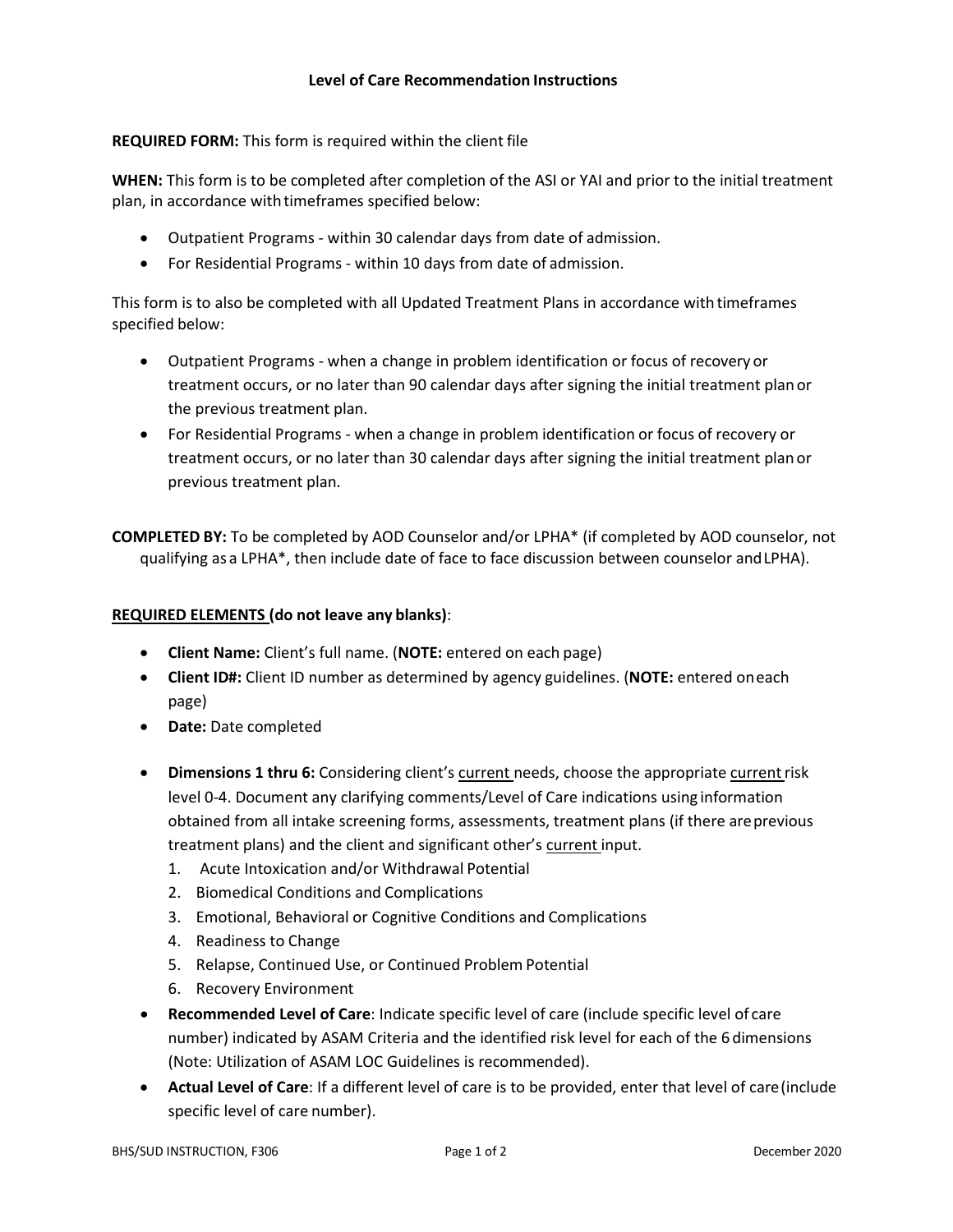# Level of Care Recommendation Instructions

**REQUIRED FORM:** This form is required within the client file

**WHEN:** This form is to be completed after completion of the ASI or YAI and prior to the initial treatment plan, in accordance with timeframes specified below:

- Outpatient Programs - within 30 calendar days from date of admission.
- For Residential Programs - within 10 days from date of admission.

This form is to also be completed with all Updated Treatment Plans in accordance with timeframes specified below:

- Outpatient Programs - when a change in problem identification or focus of recovery or treatment occurs, or no later than 90 calendar days after signing the initial treatment plan or the previous treatment plan.
- For Residential Programs - when a change in problem identification or focus of recovery or treatment occurs, or no later than 30 calendar days after signing the initial treatment plan or previous treatment plan.

**COMPLETED BY:** To be completed by AOD Counselor and/or LPHA* (if completed by AOD counselor, not qualifying as a LPHA*, then include date of face to face discussion between counselor and LPHA).

<u>**REQUIRED ELEMENTS**</u> **(do not leave any blanks)**:

- **Client Name:** Client's full name. (**NOTE:** entered on each page)
- **Client ID#:** Client ID number as determined by agency guidelines. (**NOTE:** entered on each page)
- **Date:** Date completed
- **Dimensions 1 thru 6:** Considering client's <u>current</u> needs, choose the appropriate <u>current</u> risk level 0-4. Document any clarifying comments/Level of Care indications using information obtained from all intake screening forms, assessments, treatment plans (if there are previous treatment plans) and the client and significant other's <u>current</u> input.
  1. Acute Intoxication and/or Withdrawal Potential
  2. Biomedical Conditions and Complications
  3. Emotional, Behavioral or Cognitive Conditions and Complications
  4. Readiness to Change
  5. Relapse, Continued Use, or Continued Problem Potential
  6. Recovery Environment
- **Recommended Level of Care**: Indicate specific level of care (include specific level of care number) indicated by ASAM Criteria and the identified risk level for each of the 6 dimensions (Note: Utilization of ASAM LOC Guidelines is recommended).
- **Actual Level of Care**: If a different level of care is to be provided, enter that level of care (include specific level of care number).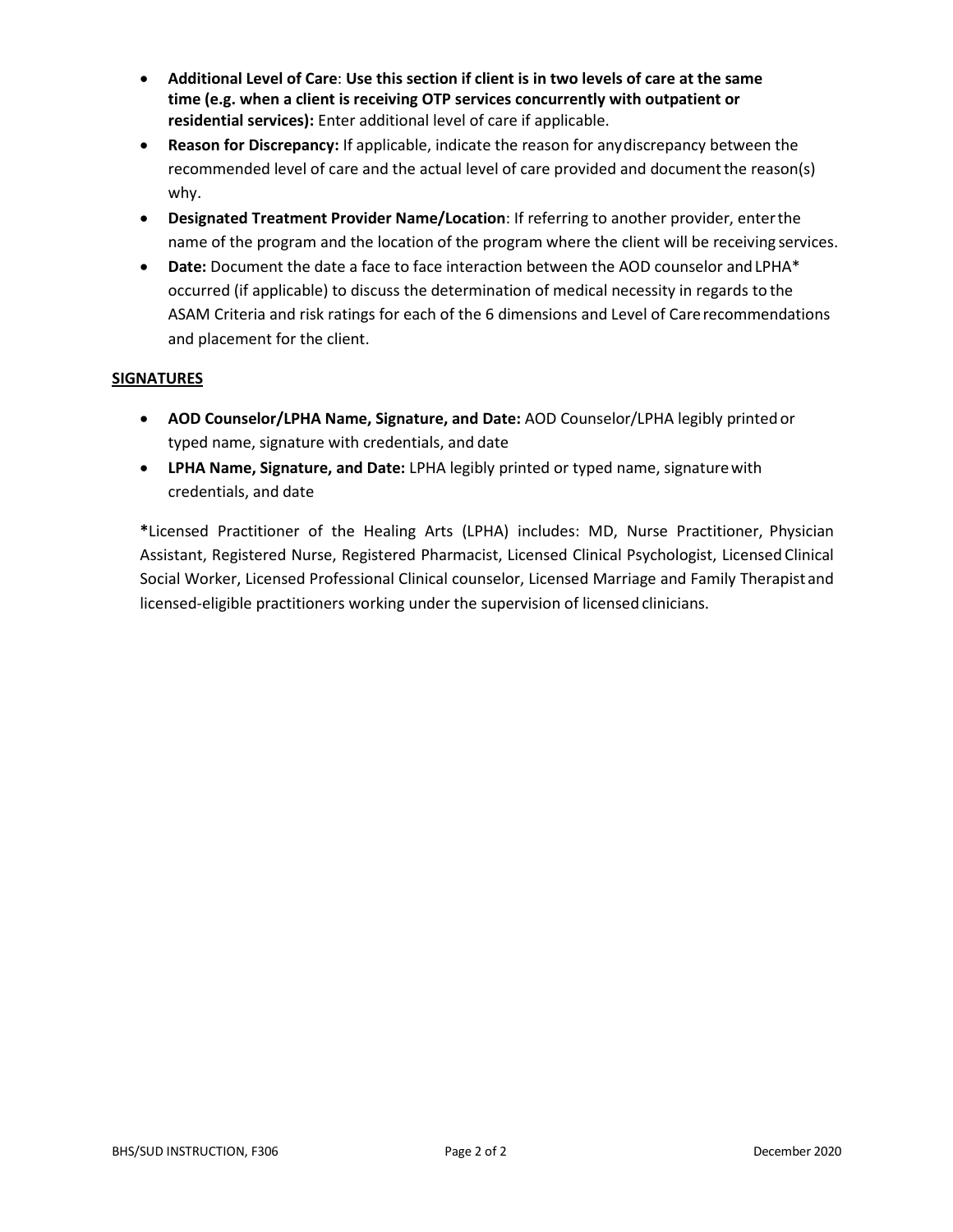- **Additional Level of Care**: **Use this section if client is in two levels of care at the same time (e.g. when a client is receiving OTP services concurrently with outpatient or residential services):** Enter additional level of care if applicable.
- **Reason for Discrepancy:** If applicable, indicate the reason for any discrepancy between the recommended level of care and the actual level of care provided and document the reason(s) why.
- **Designated Treatment Provider Name/Location**: If referring to another provider, enter the name of the program and the location of the program where the client will be receiving services.
- **Date:** Document the date a face to face interaction between the AOD counselor and LPHA* occurred (if applicable) to discuss the determination of medical necessity in regards to the ASAM Criteria and risk ratings for each of the 6 dimensions and Level of Care recommendations and placement for the client.

**SIGNATURES**

- **AOD Counselor/LPHA Name, Signature, and Date:** AOD Counselor/LPHA legibly printed or typed name, signature with credentials, and date
- **LPHA Name, Signature, and Date:** LPHA legibly printed or typed name, signature with credentials, and date

**\***Licensed Practitioner of the Healing Arts (LPHA) includes: MD, Nurse Practitioner, Physician Assistant, Registered Nurse, Registered Pharmacist, Licensed Clinical Psychologist, Licensed Clinical Social Worker, Licensed Professional Clinical counselor, Licensed Marriage and Family Therapist and licensed-eligible practitioners working under the supervision of licensed clinicians.